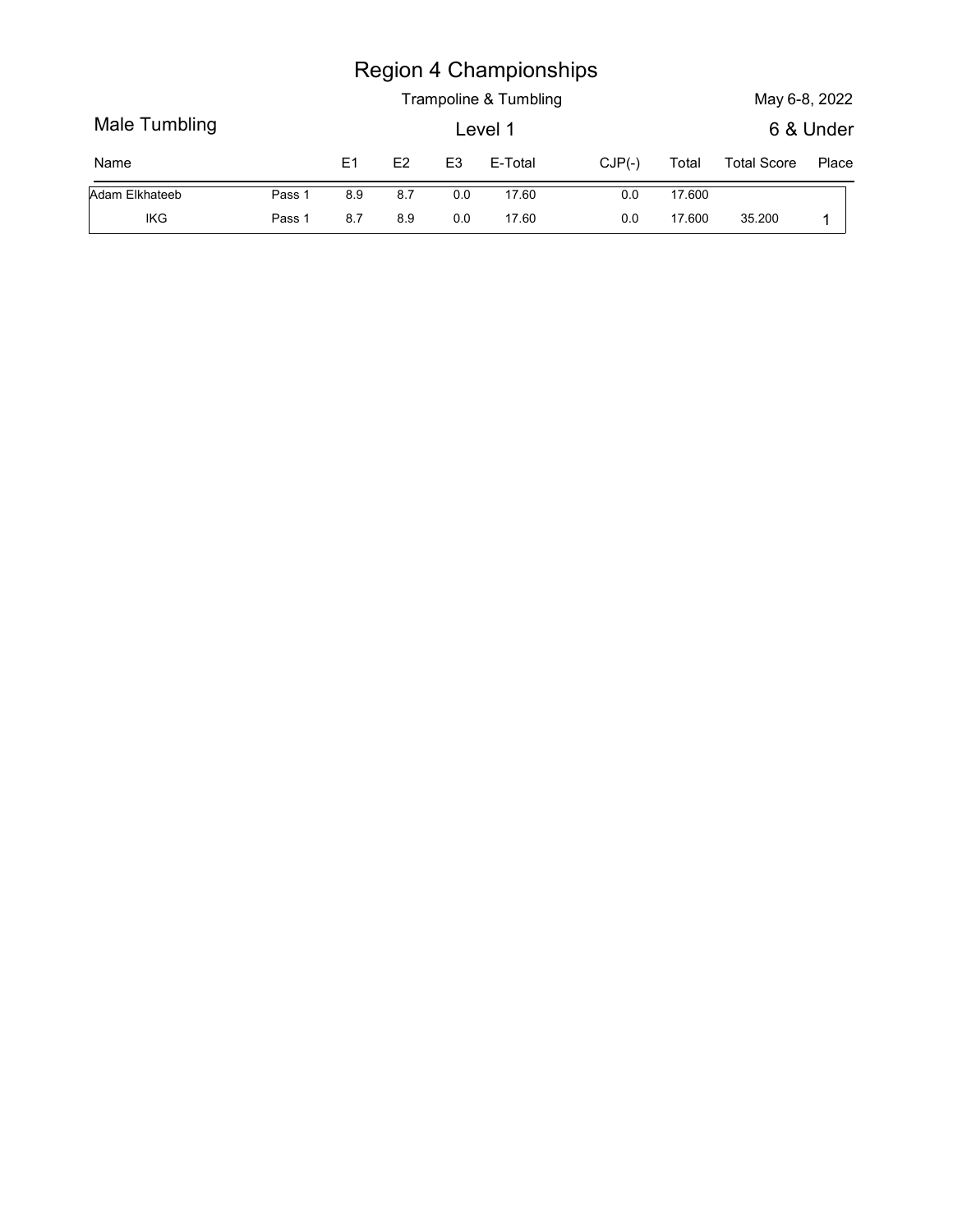# Region 4 Championships

Trampoline & Tumbling

May 6-8, 2022

## Male Tumbling

Level 1

6 & Under

| Name | | E1 | E2 | E3 | E-Total | CJP(-) | Total | Total Score | Place |
|---|---|---|---|---|---|---|---|---|---|
| Adam Elkhateeb | Pass 1 | 8.9 | 8.7 | 0.0 | 17.60 | 0.0 | 17.600 | | |
| IKG | Pass 1 | 8.7 | 8.9 | 0.0 | 17.60 | 0.0 | 17.600 | 35.200 | 1 |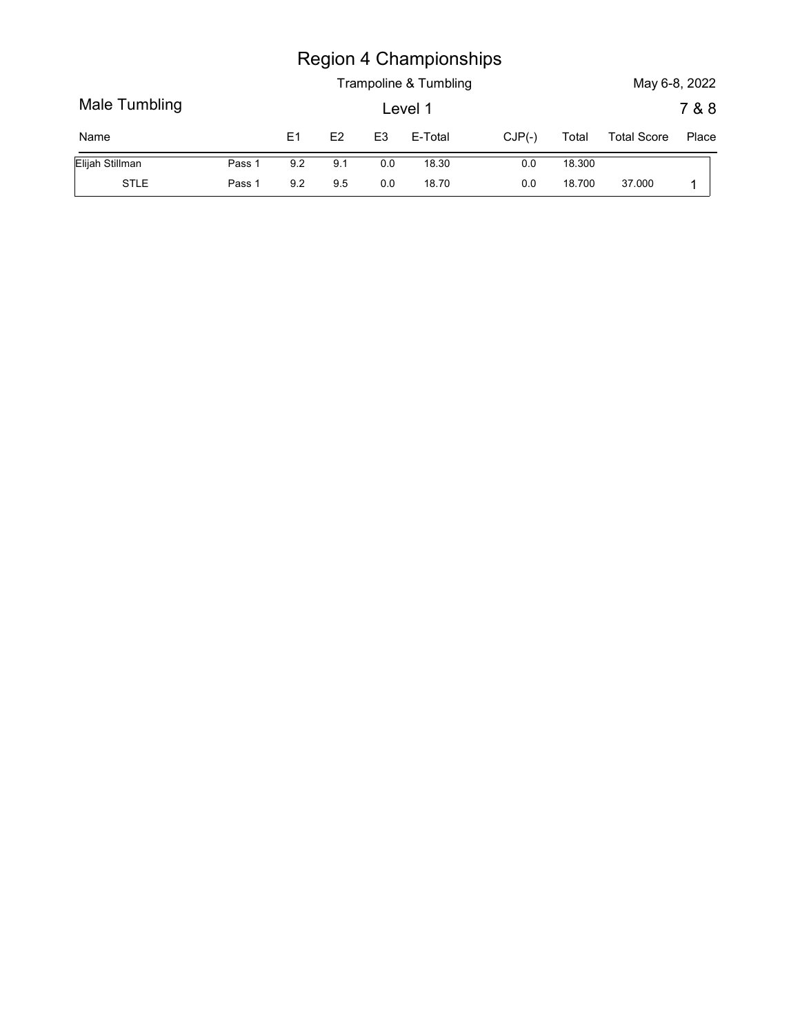# Region 4 Championships

Trampoline & Tumbling

May 6-8, 2022

## Male Tumbling

Level 1

7 & 8

| Name | | E1 | E2 | E3 | E-Total | CJP(-) | Total | Total Score | Place |
|---|---|---|---|---|---|---|---|---|---|
| Elijah Stillman | Pass 1 | 9.2 | 9.1 | 0.0 | 18.30 | 0.0 | 18.300 | | |
| STLE | Pass 1 | 9.2 | 9.5 | 0.0 | 18.70 | 0.0 | 18.700 | 37.000 | 1 |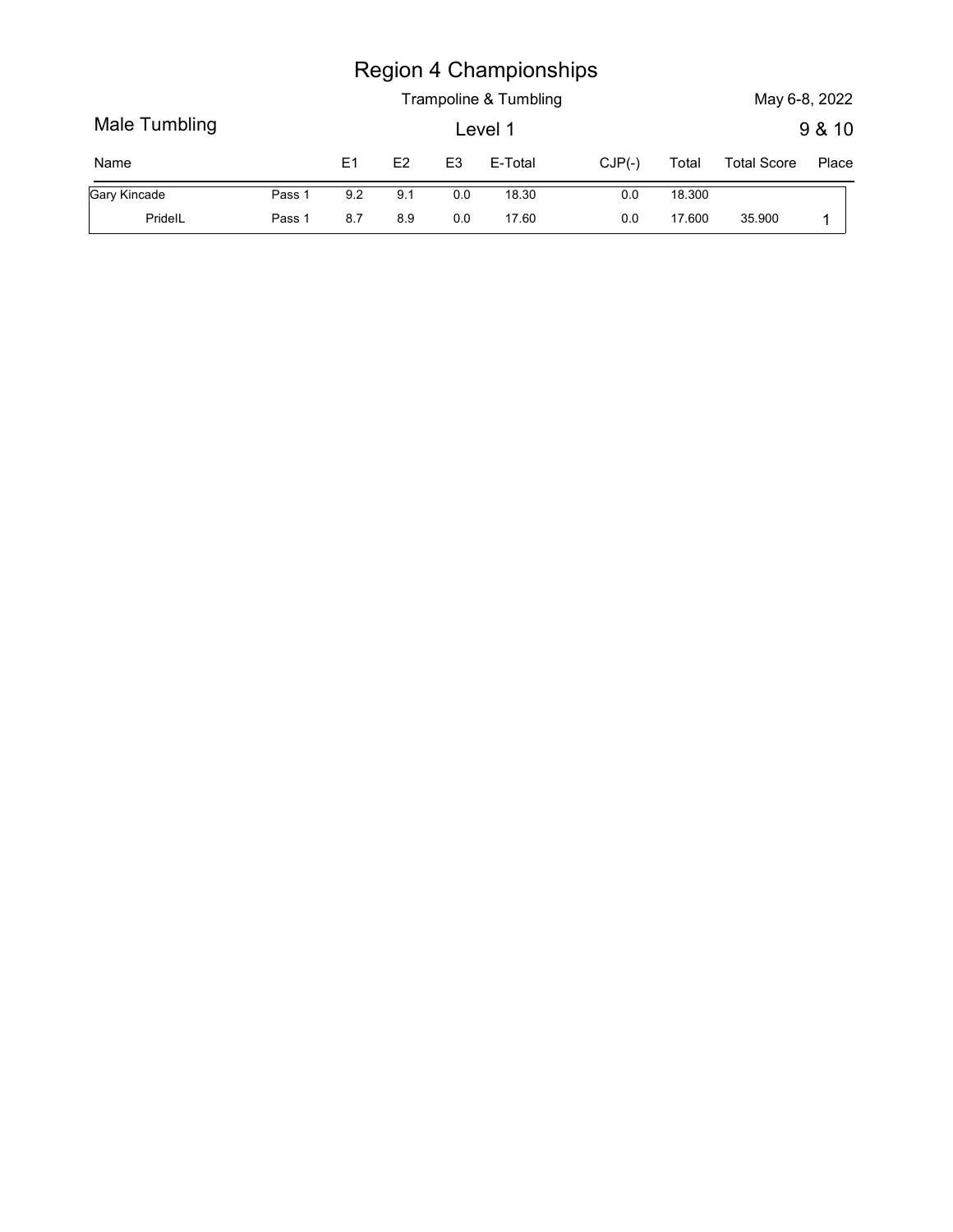# Region 4 Championships

Trampoline & Tumbling

May 6-8, 2022

## Male Tumbling

Level 1

9 & 10

| Name | | E1 | E2 | E3 | E-Total | CJP(-) | Total | Total Score | Place |
|---|---|---|---|---|---|---|---|---|---|
| Gary Kincade | Pass 1 | 9.2 | 9.1 | 0.0 | 18.30 | 0.0 | 18.300 | | |
| PrideIL | Pass 1 | 8.7 | 8.9 | 0.0 | 17.60 | 0.0 | 17.600 | 35.900 | 1 |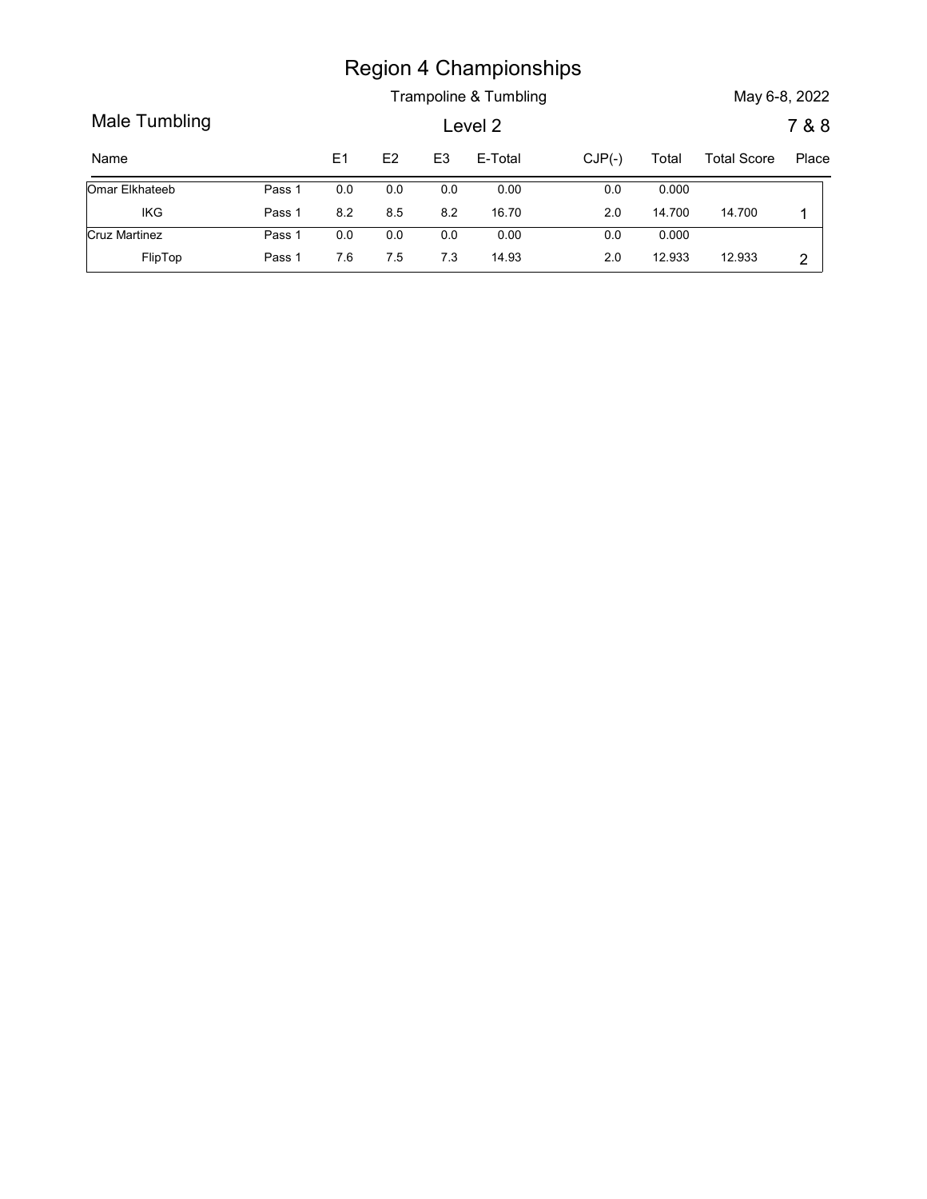# Region 4 Championships

Trampoline & Tumbling

May 6-8, 2022

## Male Tumbling

Level 2

7 & 8

| Name | | E1 | E2 | E3 | E-Total | CJP(-) | Total | Total Score | Place |
|---|---|---|---|---|---|---|---|---|---|
| Omar Elkhateeb | Pass 1 | 0.0 | 0.0 | 0.0 | 0.00 | 0.0 | 0.000 | | |
| IKG | Pass 1 | 8.2 | 8.5 | 8.2 | 16.70 | 2.0 | 14.700 | 14.700 | 1 |
| Cruz Martinez | Pass 1 | 0.0 | 0.0 | 0.0 | 0.00 | 0.0 | 0.000 | | |
| FlipTop | Pass 1 | 7.6 | 7.5 | 7.3 | 14.93 | 2.0 | 12.933 | 12.933 | 2 |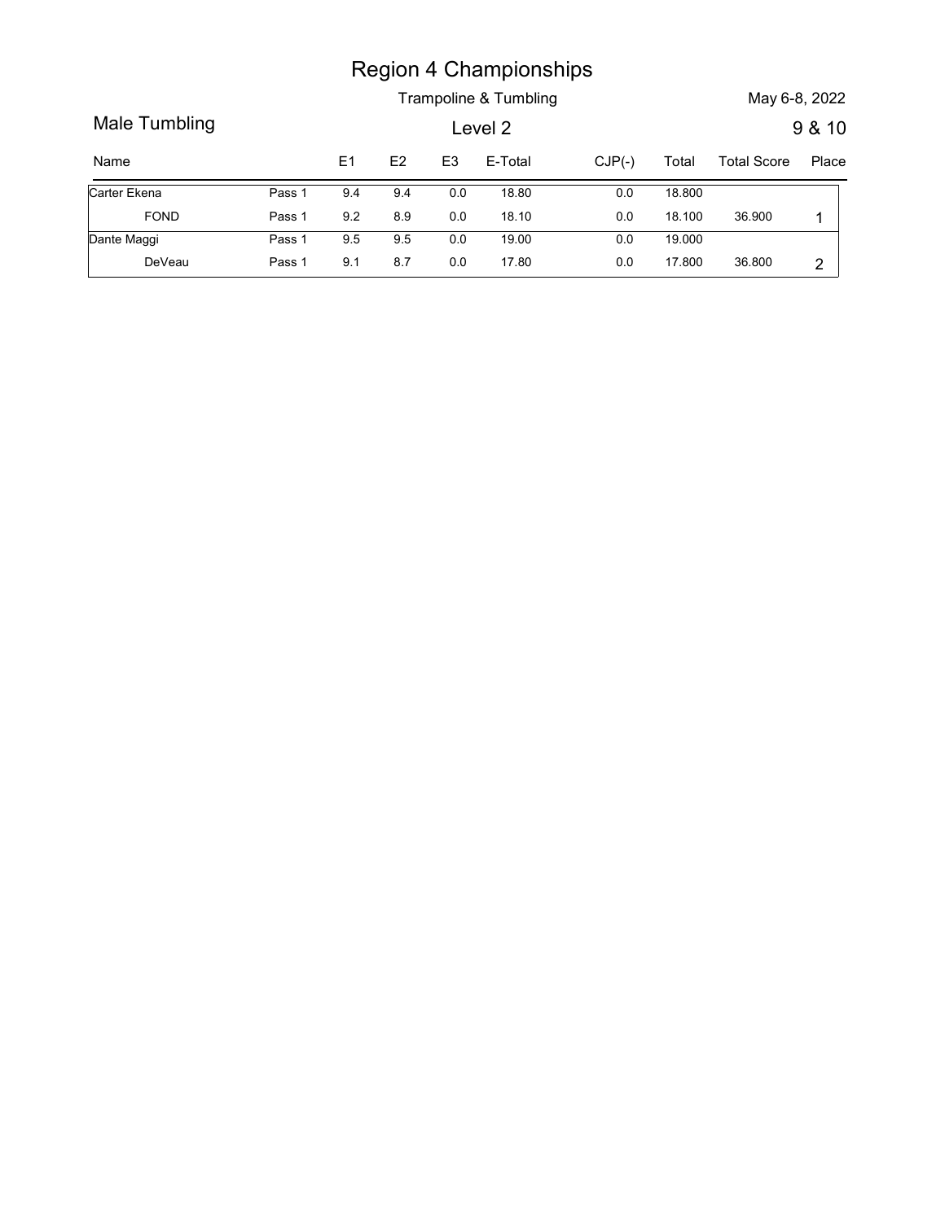# Region 4 Championships

Trampoline & Tumbling

May 6-8, 2022

## Male Tumbling

Level 2

9 & 10

| Name | | E1 | E2 | E3 | E-Total | CJP(-) | Total | Total Score | Place |
|---|---|---|---|---|---|---|---|---|---|
| Carter Ekena | Pass 1 | 9.4 | 9.4 | 0.0 | 18.80 | 0.0 | 18.800 | | |
| FOND | Pass 1 | 9.2 | 8.9 | 0.0 | 18.10 | 0.0 | 18.100 | 36.900 | 1 |
| Dante Maggi | Pass 1 | 9.5 | 9.5 | 0.0 | 19.00 | 0.0 | 19.000 | | |
| DeVeau | Pass 1 | 9.1 | 8.7 | 0.0 | 17.80 | 0.0 | 17.800 | 36.800 | 2 |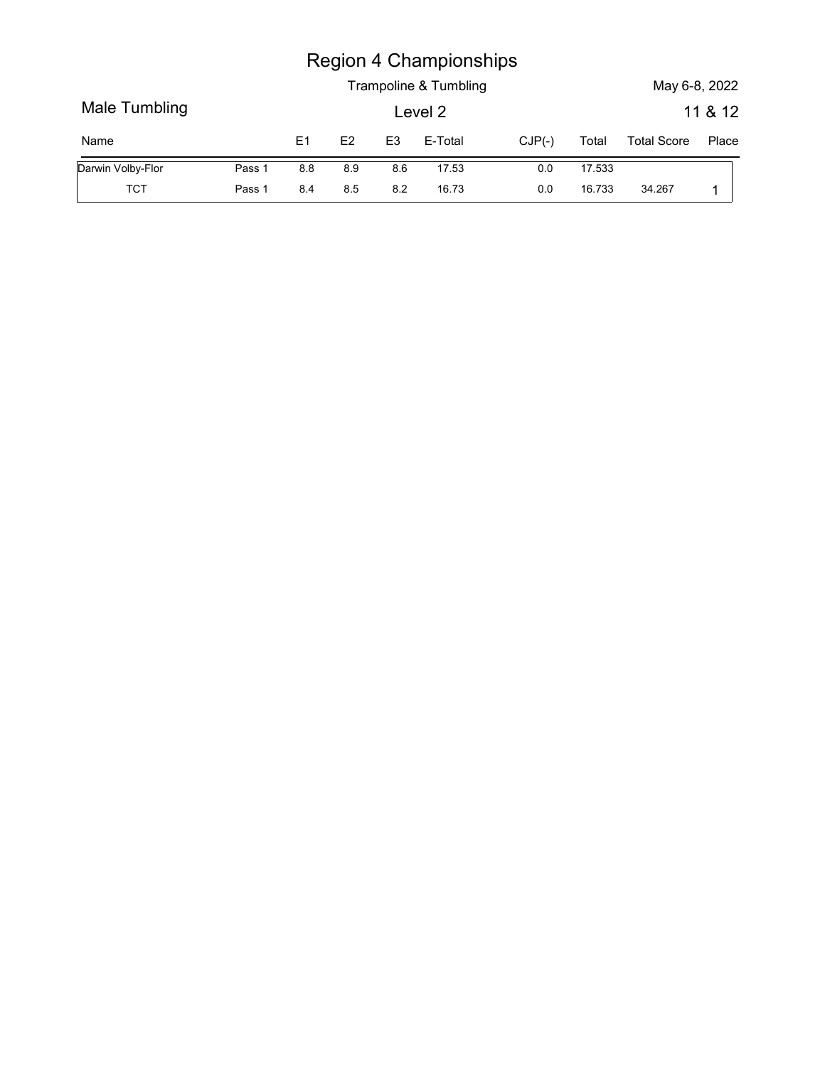# Region 4 Championships

Trampoline & Tumbling

May 6-8, 2022

## Male Tumbling

Level 2

11 & 12

| Name | | E1 | E2 | E3 | E-Total | CJP(-) | Total | Total Score | Place |
|---|---|---|---|---|---|---|---|---|---|
| Darwin Volby-Flor | Pass 1 | 8.8 | 8.9 | 8.6 | 17.53 | 0.0 | 17.533 | | |
| TCT | Pass 1 | 8.4 | 8.5 | 8.2 | 16.73 | 0.0 | 16.733 | 34.267 | 1 |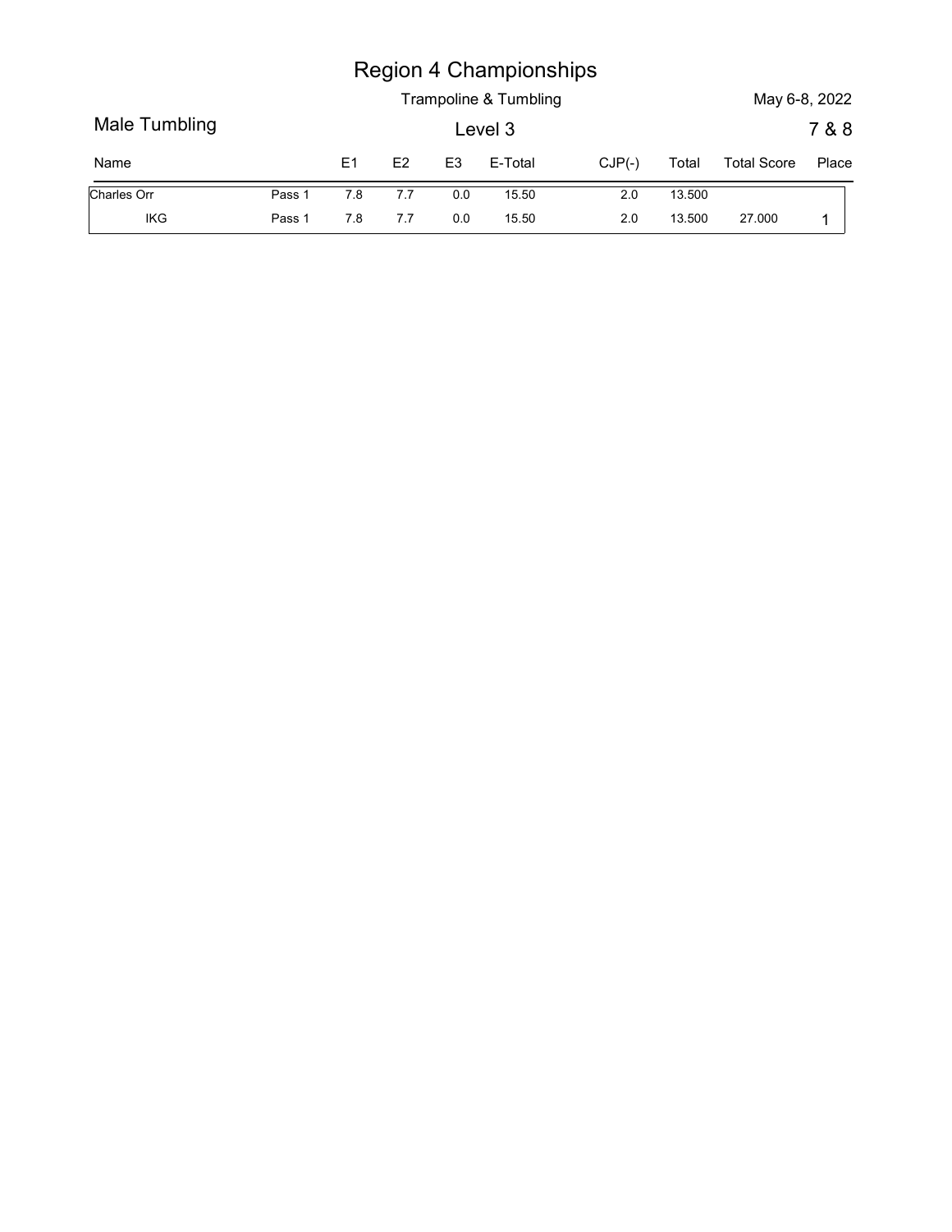# Region 4 Championships

Trampoline & Tumbling

May 6-8, 2022

## Male Tumbling

Level 3

7 & 8

| Name | | E1 | E2 | E3 | E-Total | CJP(-) | Total | Total Score | Place |
|---|---|---|---|---|---|---|---|---|---|
| Charles Orr | Pass 1 | 7.8 | 7.7 | 0.0 | 15.50 | 2.0 | 13.500 | | |
| IKG | Pass 1 | 7.8 | 7.7 | 0.0 | 15.50 | 2.0 | 13.500 | 27.000 | 1 |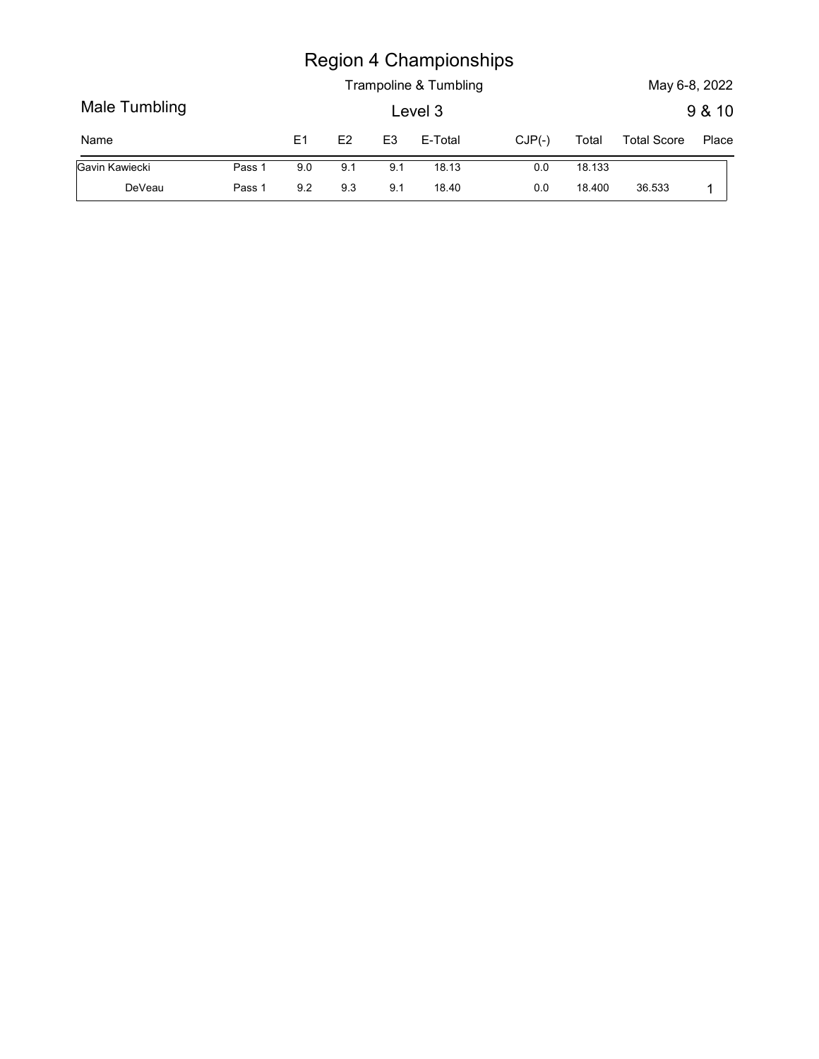# Region 4 Championships

Trampoline & Tumbling

May 6-8, 2022

## Male Tumbling

Level 3

9 & 10

| Name | | E1 | E2 | E3 | E-Total | CJP(-) | Total | Total Score | Place |
|---|---|---|---|---|---|---|---|---|---|
| Gavin Kawiecki | Pass 1 | 9.0 | 9.1 | 9.1 | 18.13 | 0.0 | 18.133 | | |
| DeVeau | Pass 1 | 9.2 | 9.3 | 9.1 | 18.40 | 0.0 | 18.400 | 36.533 | 1 |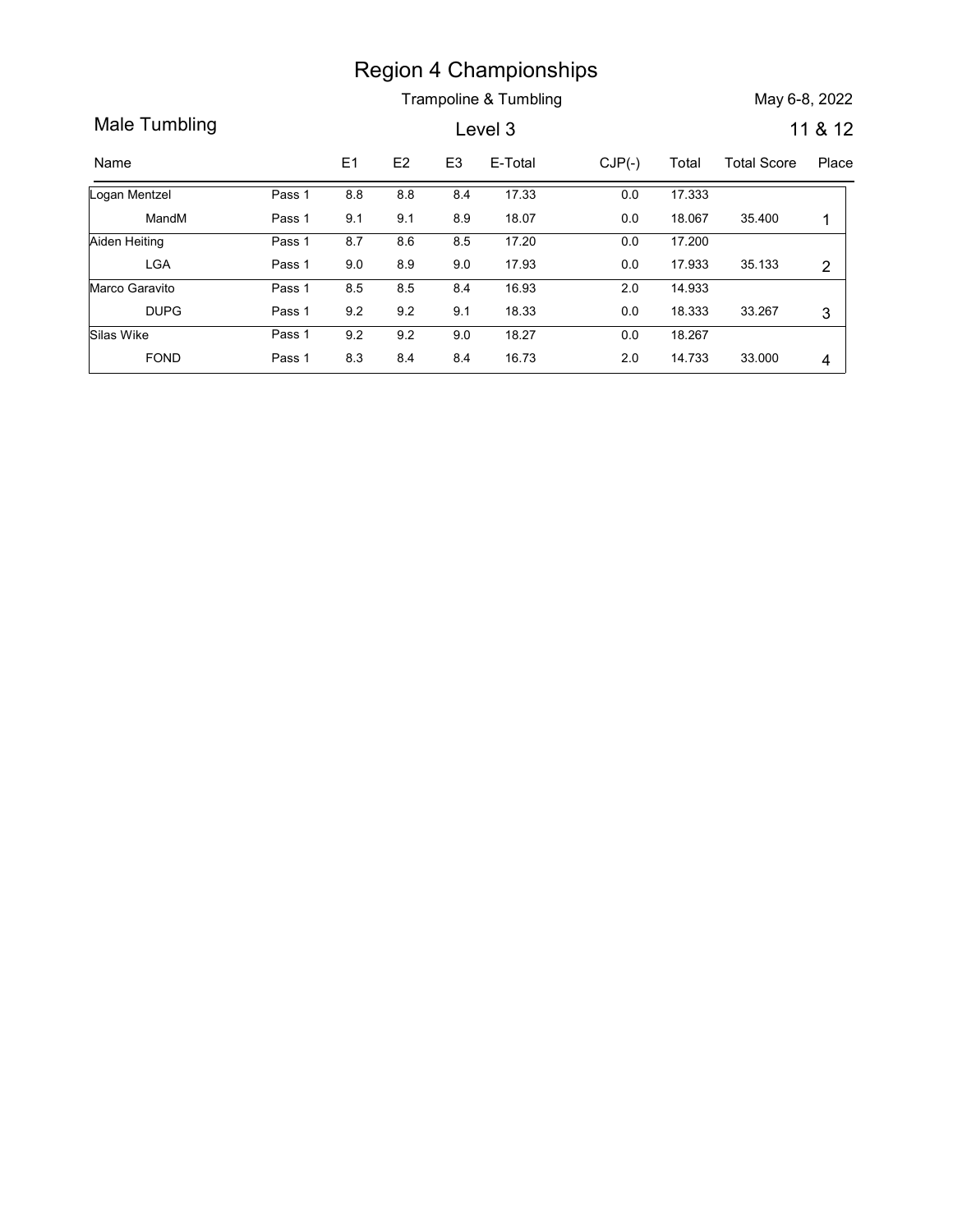# Region 4 Championships

Trampoline & Tumbling

May 6-8, 2022

## Male Tumbling

Level 3

11 & 12

| Name | | E1 | E2 | E3 | E-Total | CJP(-) | Total | Total Score | Place |
|---|---|---|---|---|---|---|---|---|---|
| Logan Mentzel | Pass 1 | 8.8 | 8.8 | 8.4 | 17.33 | 0.0 | 17.333 | | |
| MandM | Pass 1 | 9.1 | 9.1 | 8.9 | 18.07 | 0.0 | 18.067 | 35.400 | 1 |
| Aiden Heiting | Pass 1 | 8.7 | 8.6 | 8.5 | 17.20 | 0.0 | 17.200 | | |
| LGA | Pass 1 | 9.0 | 8.9 | 9.0 | 17.93 | 0.0 | 17.933 | 35.133 | 2 |
| Marco Garavito | Pass 1 | 8.5 | 8.5 | 8.4 | 16.93 | 2.0 | 14.933 | | |
| DUPG | Pass 1 | 9.2 | 9.2 | 9.1 | 18.33 | 0.0 | 18.333 | 33.267 | 3 |
| Silas Wike | Pass 1 | 9.2 | 9.2 | 9.0 | 18.27 | 0.0 | 18.267 | | |
| FOND | Pass 1 | 8.3 | 8.4 | 8.4 | 16.73 | 2.0 | 14.733 | 33.000 | 4 |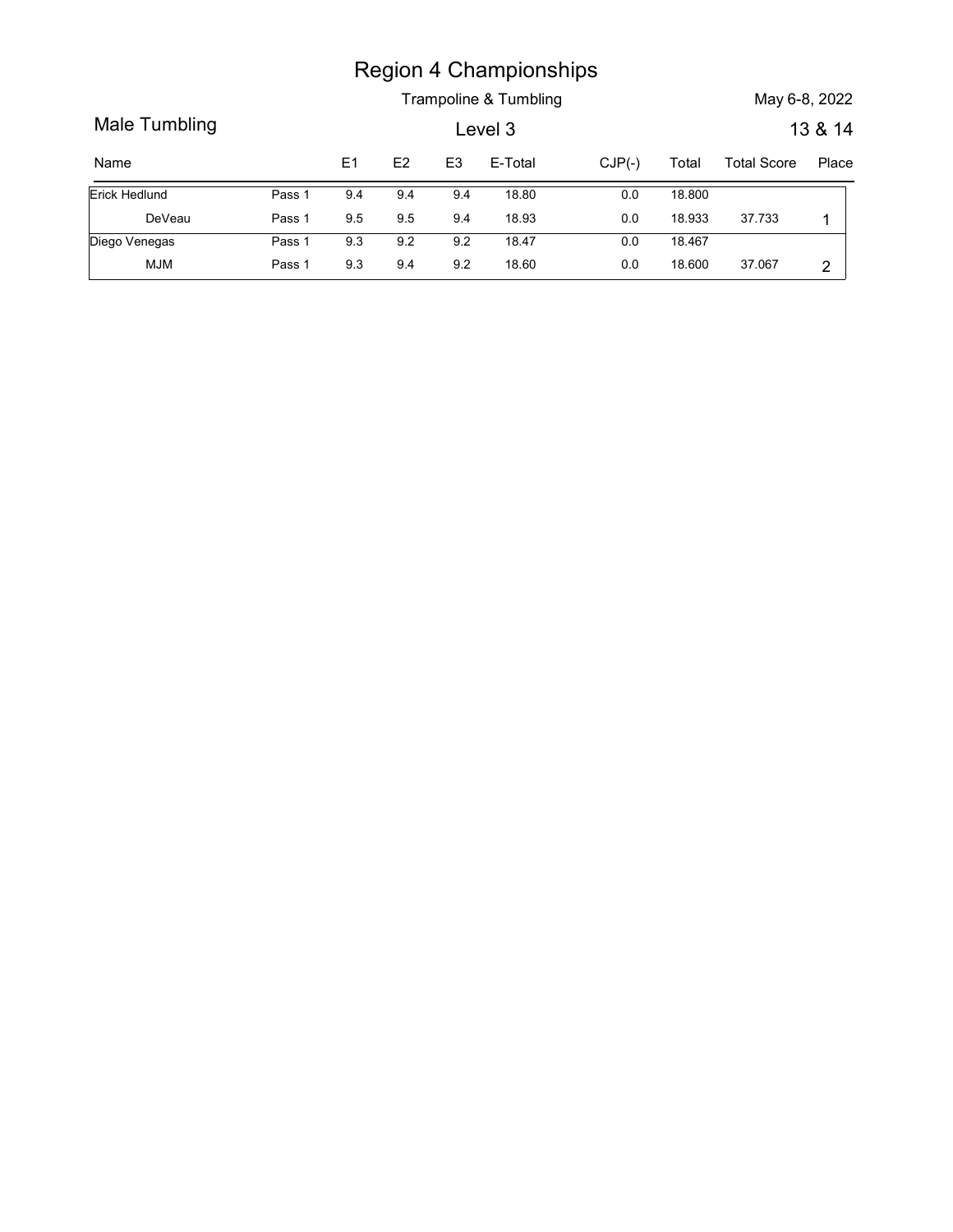# Region 4 Championships

Trampoline & Tumbling

May 6-8, 2022

## Male Tumbling

Level 3

13 & 14

| Name | | E1 | E2 | E3 | E-Total | CJP(-) | Total | Total Score | Place |
|---|---|---|---|---|---|---|---|---|---|
| Erick Hedlund | Pass 1 | 9.4 | 9.4 | 9.4 | 18.80 | 0.0 | 18.800 | | |
| DeVeau | Pass 1 | 9.5 | 9.5 | 9.4 | 18.93 | 0.0 | 18.933 | 37.733 | 1 |
| Diego Venegas | Pass 1 | 9.3 | 9.2 | 9.2 | 18.47 | 0.0 | 18.467 | | |
| MJM | Pass 1 | 9.3 | 9.4 | 9.2 | 18.60 | 0.0 | 18.600 | 37.067 | 2 |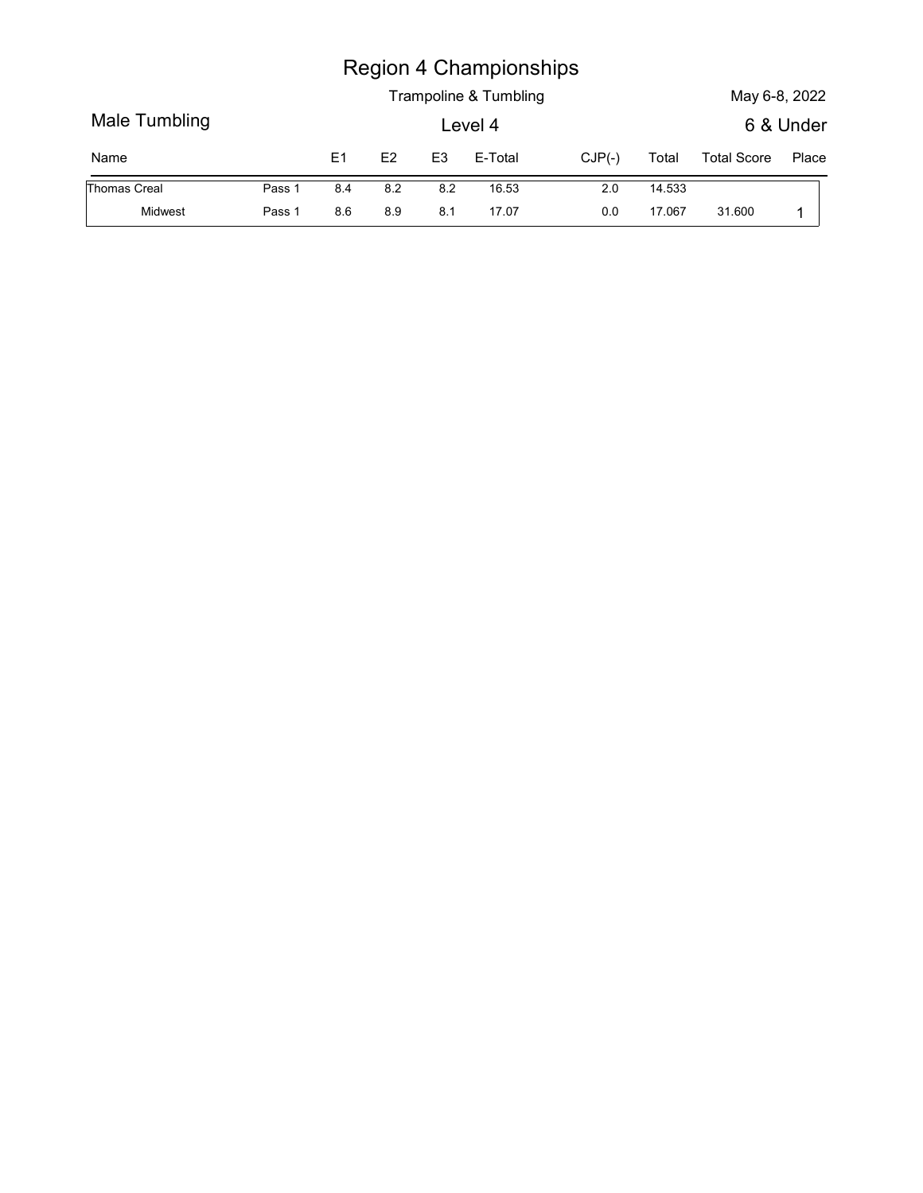# Region 4 Championships

Trampoline & Tumbling

May 6-8, 2022

## Male Tumbling

Level 4

6 & Under

| Name | | E1 | E2 | E3 | E-Total | CJP(-) | Total | Total Score | Place |
|---|---|---|---|---|---|---|---|---|---|
| Thomas Creal | Pass 1 | 8.4 | 8.2 | 8.2 | 16.53 | 2.0 | 14.533 | | |
| Midwest | Pass 1 | 8.6 | 8.9 | 8.1 | 17.07 | 0.0 | 17.067 | 31.600 | 1 |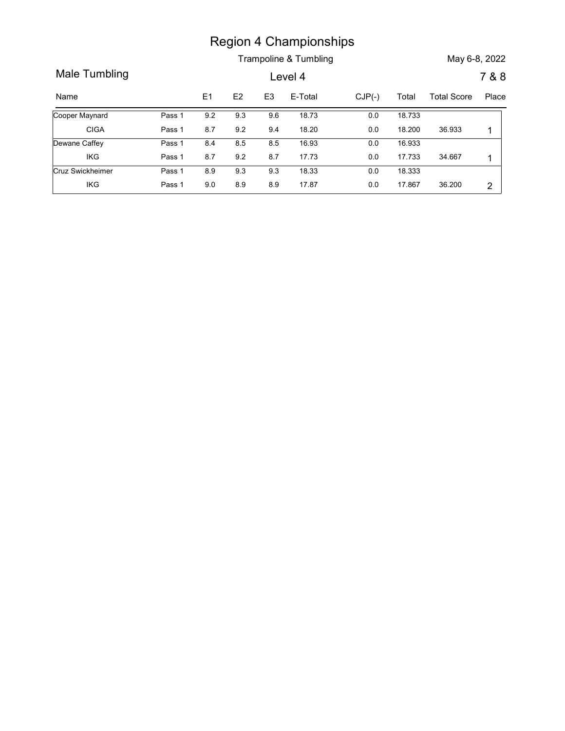# Region 4 Championships

Trampoline & Tumbling

May 6-8, 2022

## Male Tumbling

Level 4

7 & 8

| Name | | E1 | E2 | E3 | E-Total | CJP(-) | Total | Total Score | Place |
|---|---|---|---|---|---|---|---|---|---|
| Cooper Maynard | Pass 1 | 9.2 | 9.3 | 9.6 | 18.73 | 0.0 | 18.733 | | |
| CIGA | Pass 1 | 8.7 | 9.2 | 9.4 | 18.20 | 0.0 | 18.200 | 36.933 | 1 |
| Dewane Caffey | Pass 1 | 8.4 | 8.5 | 8.5 | 16.93 | 0.0 | 16.933 | | |
| IKG | Pass 1 | 8.7 | 9.2 | 8.7 | 17.73 | 0.0 | 17.733 | 34.667 | 1 |
| Cruz Swickheimer | Pass 1 | 8.9 | 9.3 | 9.3 | 18.33 | 0.0 | 18.333 | | |
| IKG | Pass 1 | 9.0 | 8.9 | 8.9 | 17.87 | 0.0 | 17.867 | 36.200 | 2 |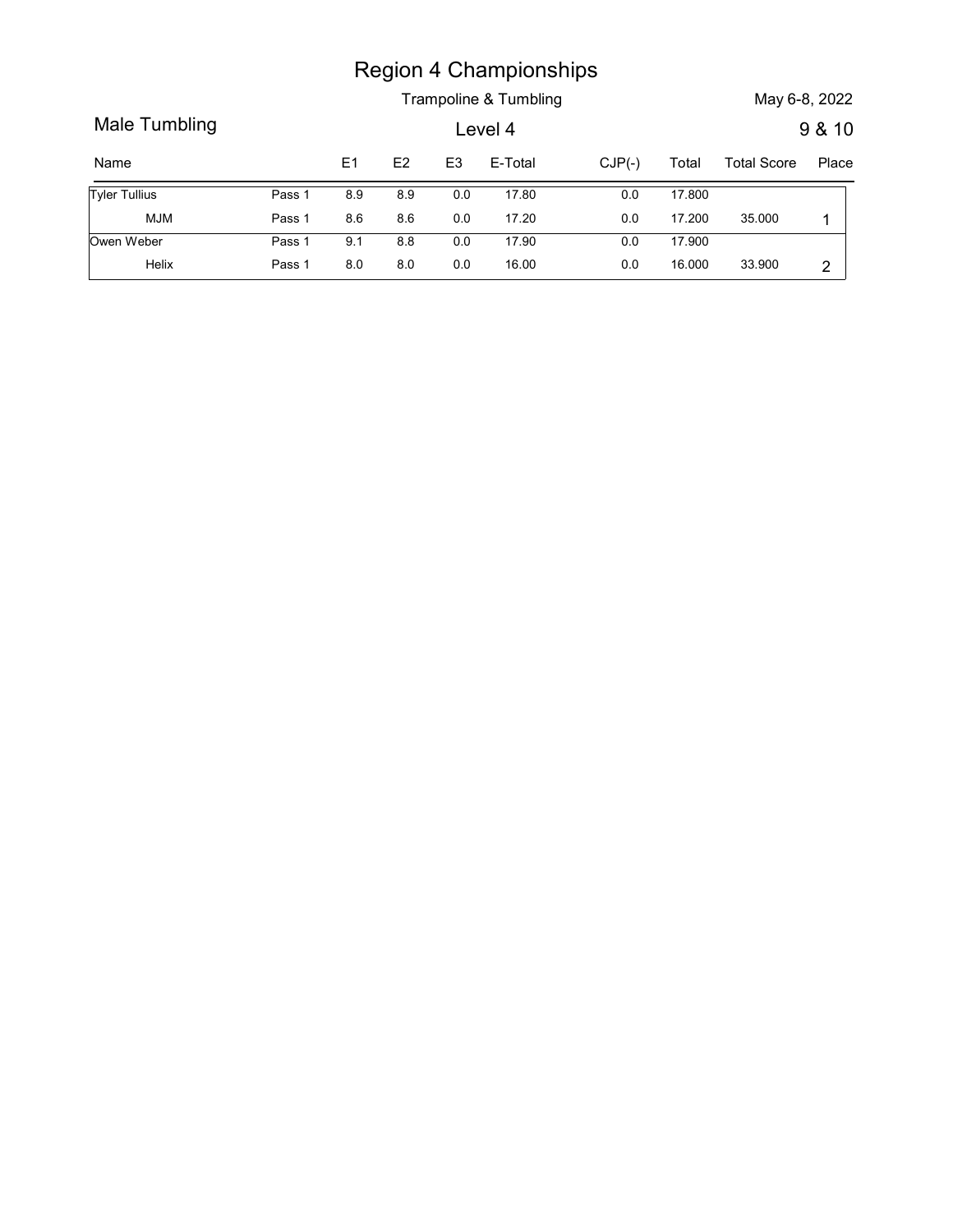# Region 4 Championships

Trampoline & Tumbling

May 6-8, 2022

## Male Tumbling

Level 4

9 & 10

| Name | | E1 | E2 | E3 | E-Total | CJP(-) | Total | Total Score | Place |
|---|---|---|---|---|---|---|---|---|---|
| Tyler Tullius | Pass 1 | 8.9 | 8.9 | 0.0 | 17.80 | 0.0 | 17.800 | | |
| MJM | Pass 1 | 8.6 | 8.6 | 0.0 | 17.20 | 0.0 | 17.200 | 35.000 | 1 |
| Owen Weber | Pass 1 | 9.1 | 8.8 | 0.0 | 17.90 | 0.0 | 17.900 | | |
| Helix | Pass 1 | 8.0 | 8.0 | 0.0 | 16.00 | 0.0 | 16.000 | 33.900 | 2 |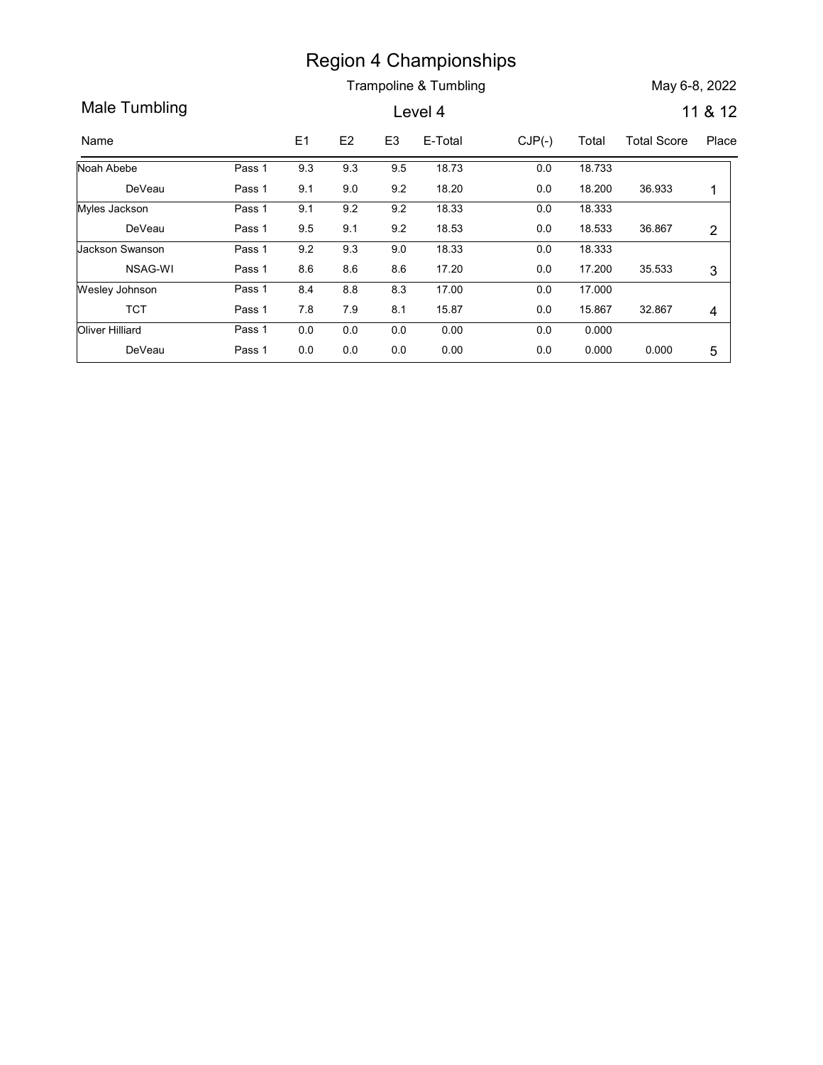# Region 4 Championships

Trampoline & Tumbling

May 6-8, 2022

## Male Tumbling

Level 4

11 & 12

| Name | | E1 | E2 | E3 | E-Total | CJP(-) | Total | Total Score | Place |
|---|---|---|---|---|---|---|---|---|---|
| Noah Abebe | Pass 1 | 9.3 | 9.3 | 9.5 | 18.73 | 0.0 | 18.733 | | |
| DeVeau | Pass 1 | 9.1 | 9.0 | 9.2 | 18.20 | 0.0 | 18.200 | 36.933 | 1 |
| Myles Jackson | Pass 1 | 9.1 | 9.2 | 9.2 | 18.33 | 0.0 | 18.333 | | |
| DeVeau | Pass 1 | 9.5 | 9.1 | 9.2 | 18.53 | 0.0 | 18.533 | 36.867 | 2 |
| Jackson Swanson | Pass 1 | 9.2 | 9.3 | 9.0 | 18.33 | 0.0 | 18.333 | | |
| NSAG-WI | Pass 1 | 8.6 | 8.6 | 8.6 | 17.20 | 0.0 | 17.200 | 35.533 | 3 |
| Wesley Johnson | Pass 1 | 8.4 | 8.8 | 8.3 | 17.00 | 0.0 | 17.000 | | |
| TCT | Pass 1 | 7.8 | 7.9 | 8.1 | 15.87 | 0.0 | 15.867 | 32.867 | 4 |
| Oliver Hilliard | Pass 1 | 0.0 | 0.0 | 0.0 | 0.00 | 0.0 | 0.000 | | |
| DeVeau | Pass 1 | 0.0 | 0.0 | 0.0 | 0.00 | 0.0 | 0.000 | 0.000 | 5 |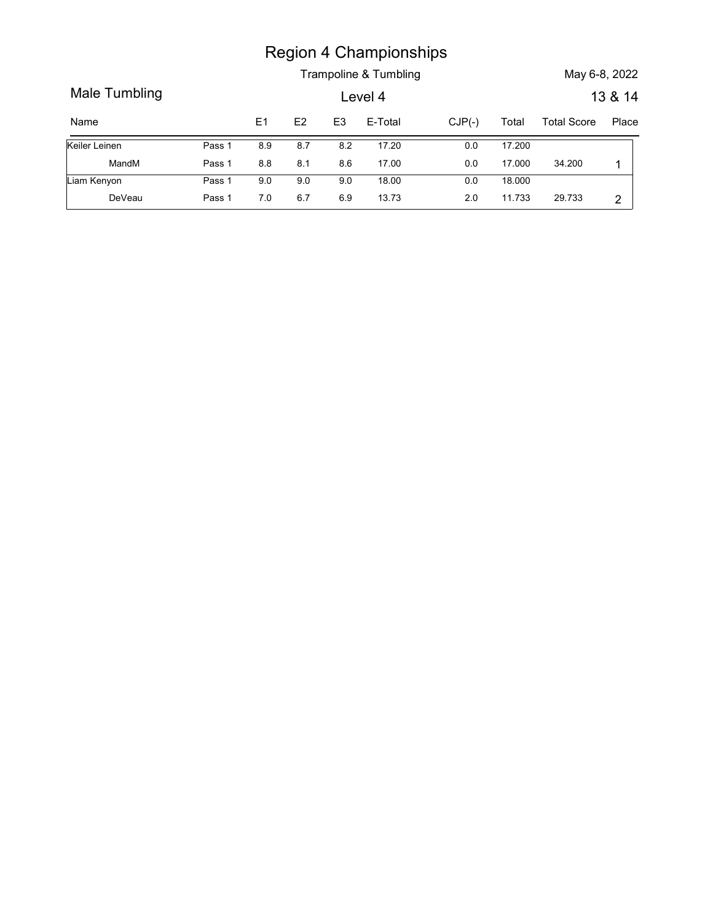# Region 4 Championships

Trampoline & Tumbling

May 6-8, 2022

## Male Tumbling

Level 4

13 & 14

| Name | | E1 | E2 | E3 | E-Total | CJP(-) | Total | Total Score | Place |
|---|---|---|---|---|---|---|---|---|---|
| Keiler Leinen | Pass 1 | 8.9 | 8.7 | 8.2 | 17.20 | 0.0 | 17.200 | | |
| MandM | Pass 1 | 8.8 | 8.1 | 8.6 | 17.00 | 0.0 | 17.000 | 34.200 | 1 |
| Liam Kenyon | Pass 1 | 9.0 | 9.0 | 9.0 | 18.00 | 0.0 | 18.000 | | |
| DeVeau | Pass 1 | 7.0 | 6.7 | 6.9 | 13.73 | 2.0 | 11.733 | 29.733 | 2 |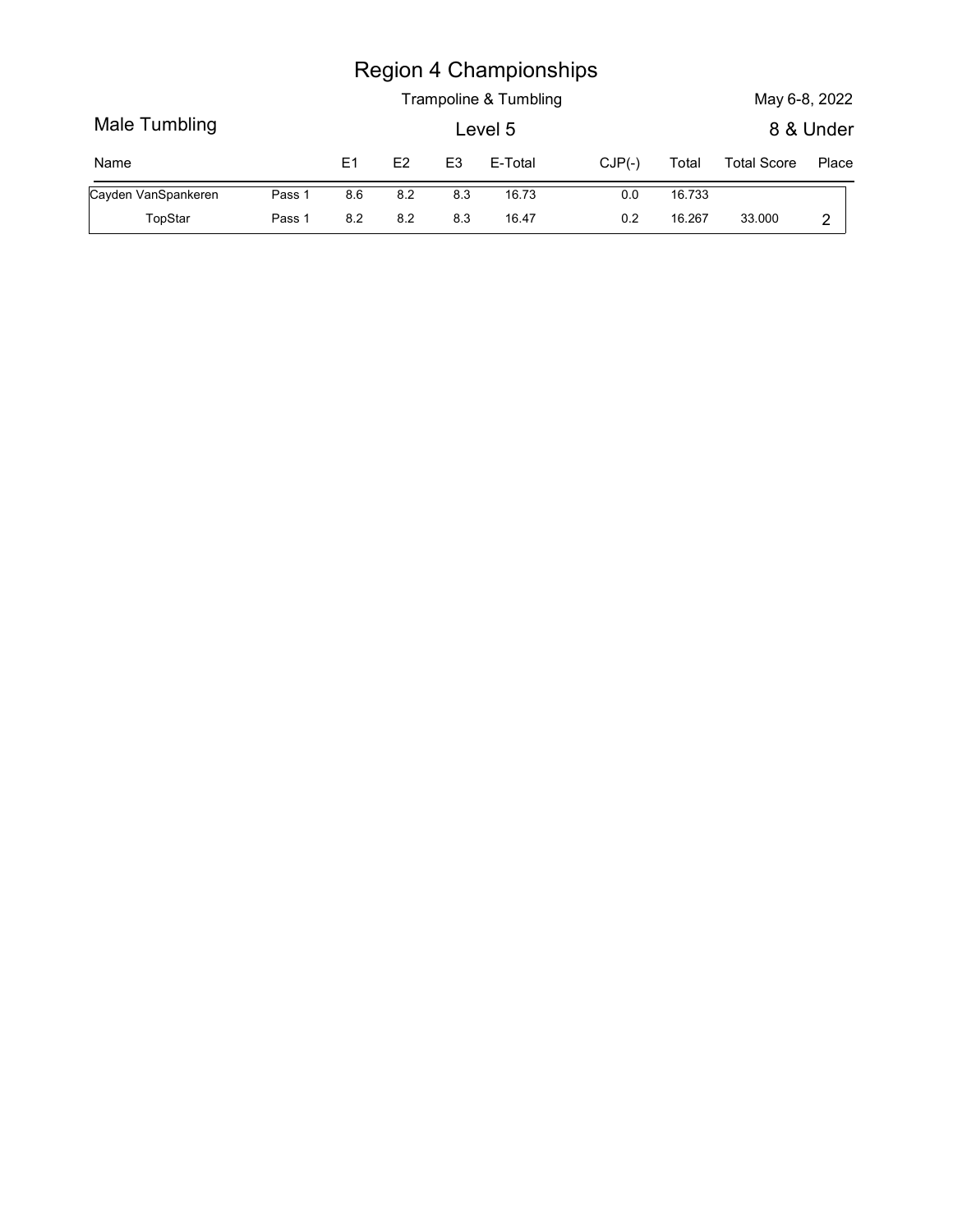# Region 4 Championships

Trampoline & Tumbling

May 6-8, 2022

## Male Tumbling

Level 5

8 & Under

| Name | | E1 | E2 | E3 | E-Total | CJP(-) | Total | Total Score | Place |
|---|---|---|---|---|---|---|---|---|---|
| Cayden VanSpankeren | Pass 1 | 8.6 | 8.2 | 8.3 | 16.73 | 0.0 | 16.733 | | |
| TopStar | Pass 1 | 8.2 | 8.2 | 8.3 | 16.47 | 0.2 | 16.267 | 33.000 | 2 |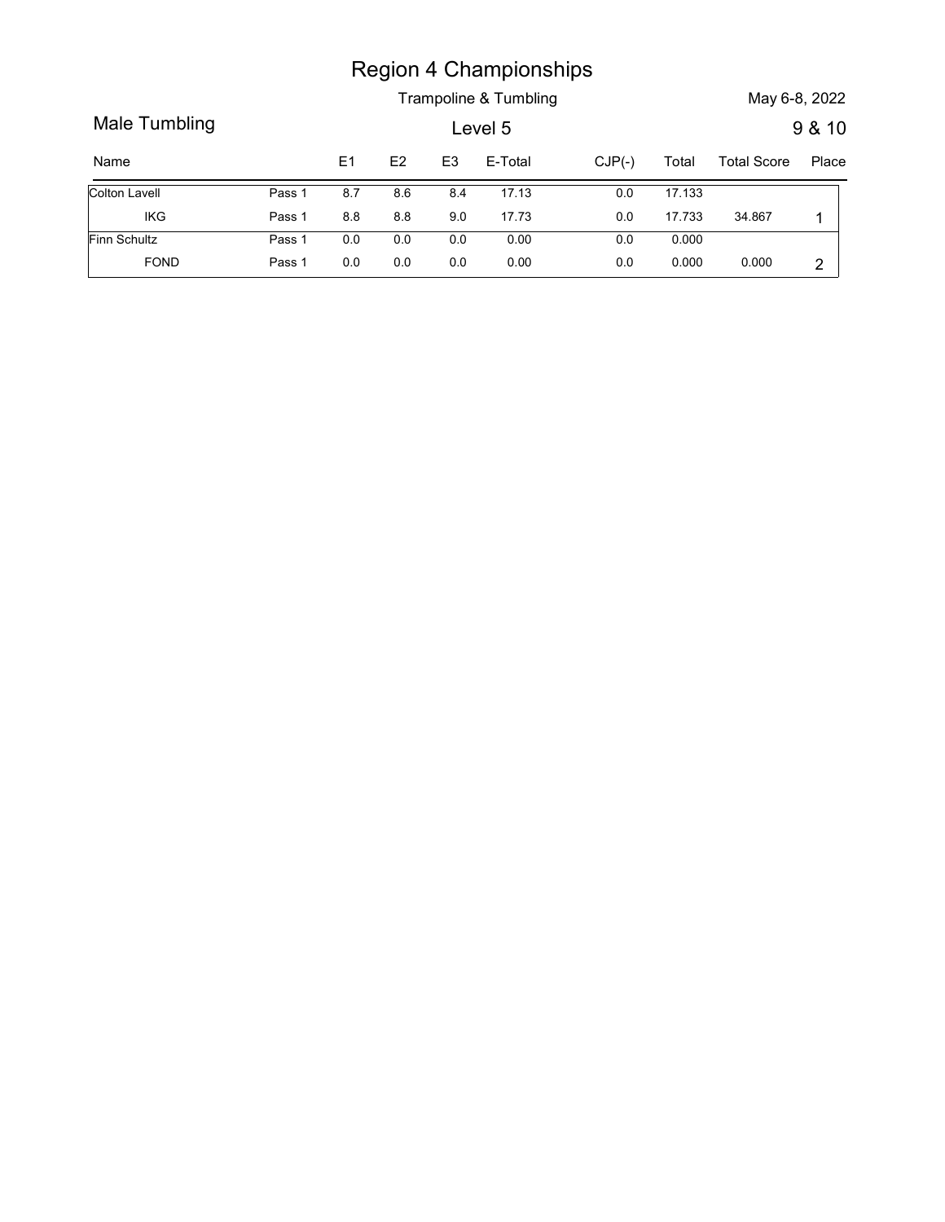# Region 4 Championships

Trampoline & Tumbling

May 6-8, 2022

## Male Tumbling

Level 5

9 & 10

| Name | | E1 | E2 | E3 | E-Total | CJP(-) | Total | Total Score | Place |
|---|---|---|---|---|---|---|---|---|---|
| Colton Lavell | Pass 1 | 8.7 | 8.6 | 8.4 | 17.13 | 0.0 | 17.133 | | |
| IKG | Pass 1 | 8.8 | 8.8 | 9.0 | 17.73 | 0.0 | 17.733 | 34.867 | 1 |
| Finn Schultz | Pass 1 | 0.0 | 0.0 | 0.0 | 0.00 | 0.0 | 0.000 | | |
| FOND | Pass 1 | 0.0 | 0.0 | 0.0 | 0.00 | 0.0 | 0.000 | 0.000 | 2 |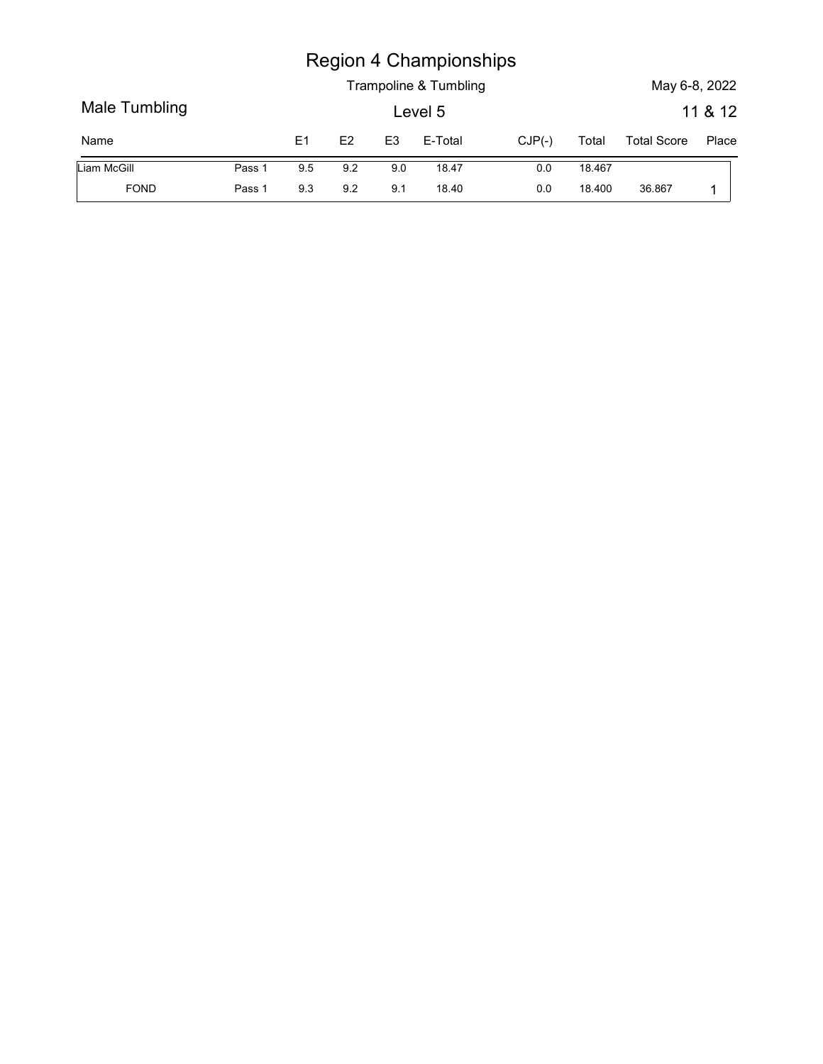# Region 4 Championships

Trampoline & Tumbling

May 6-8, 2022

## Male Tumbling

Level 5

11 & 12

| Name | | E1 | E2 | E3 | E-Total | CJP(-) | Total | Total Score | Place |
|---|---|---|---|---|---|---|---|---|---|
| Liam McGill | Pass 1 | 9.5 | 9.2 | 9.0 | 18.47 | 0.0 | 18.467 | | |
| FOND | Pass 1 | 9.3 | 9.2 | 9.1 | 18.40 | 0.0 | 18.400 | 36.867 | 1 |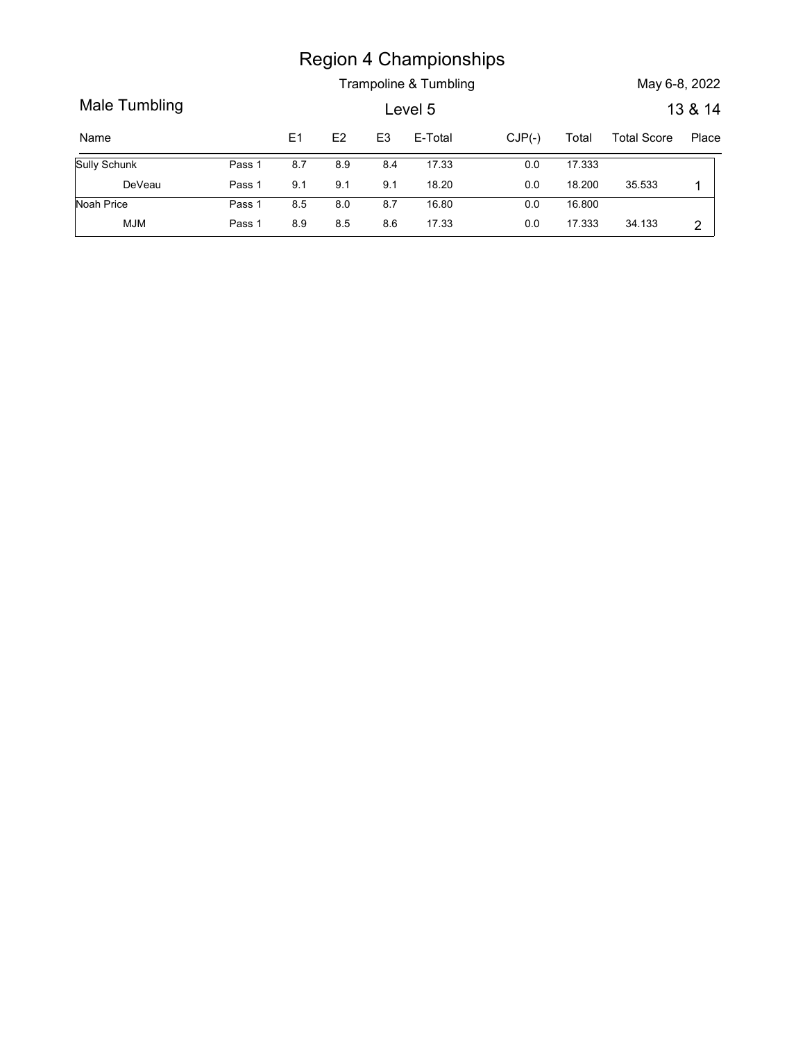# Region 4 Championships

Trampoline & Tumbling

May 6-8, 2022

## Male Tumbling

Level 5

13 & 14

| Name | | E1 | E2 | E3 | E-Total | CJP(-) | Total | Total Score | Place |
|---|---|---|---|---|---|---|---|---|---|
| Sully Schunk | Pass 1 | 8.7 | 8.9 | 8.4 | 17.33 | 0.0 | 17.333 | | |
| DeVeau | Pass 1 | 9.1 | 9.1 | 9.1 | 18.20 | 0.0 | 18.200 | 35.533 | 1 |
| Noah Price | Pass 1 | 8.5 | 8.0 | 8.7 | 16.80 | 0.0 | 16.800 | | |
| MJM | Pass 1 | 8.9 | 8.5 | 8.6 | 17.33 | 0.0 | 17.333 | 34.133 | 2 |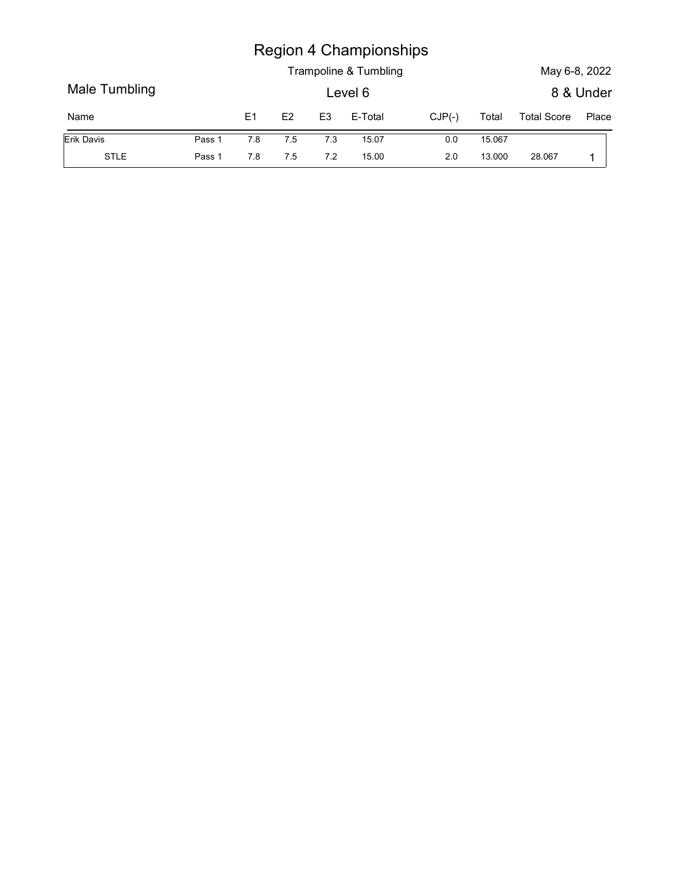# Region 4 Championships

Trampoline & Tumbling

May 6-8, 2022

## Male Tumbling

Level 6

8 & Under

| Name | | E1 | E2 | E3 | E-Total | CJP(-) | Total | Total Score | Place |
|---|---|---|---|---|---|---|---|---|---|
| Erik Davis | Pass 1 | 7.8 | 7.5 | 7.3 | 15.07 | 0.0 | 15.067 | | |
| STLE | Pass 1 | 7.8 | 7.5 | 7.2 | 15.00 | 2.0 | 13.000 | 28.067 | 1 |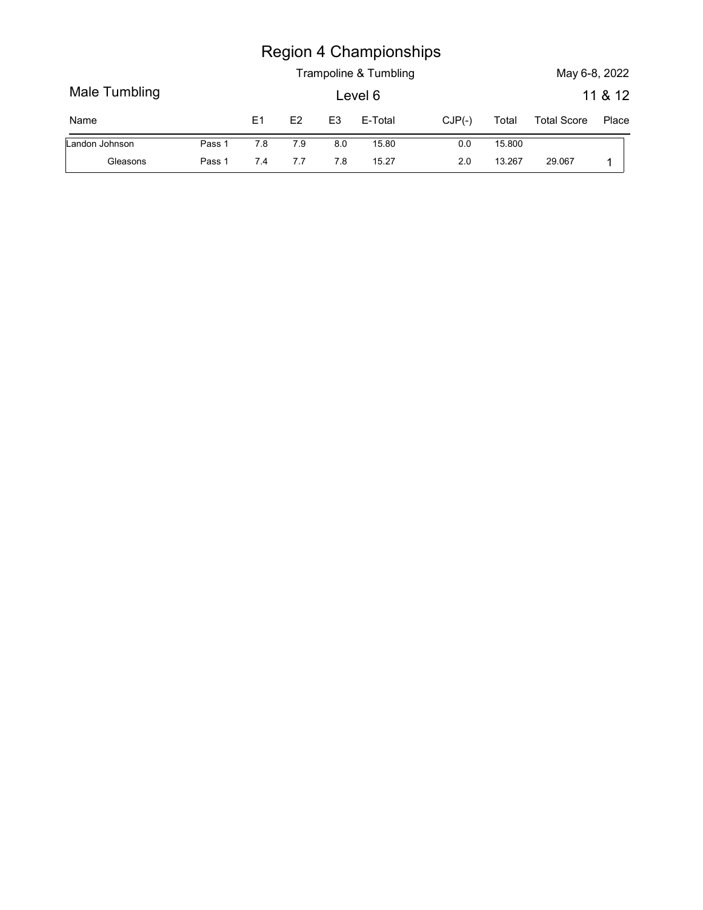# Region 4 Championships

Trampoline & Tumbling

May 6-8, 2022

## Male Tumbling

Level 6

11 & 12

| Name | | E1 | E2 | E3 | E-Total | CJP(-) | Total | Total Score | Place |
|---|---|---|---|---|---|---|---|---|---|
| Landon Johnson | Pass 1 | 7.8 | 7.9 | 8.0 | 15.80 | 0.0 | 15.800 | | |
| Gleasons | Pass 1 | 7.4 | 7.7 | 7.8 | 15.27 | 2.0 | 13.267 | 29.067 | 1 |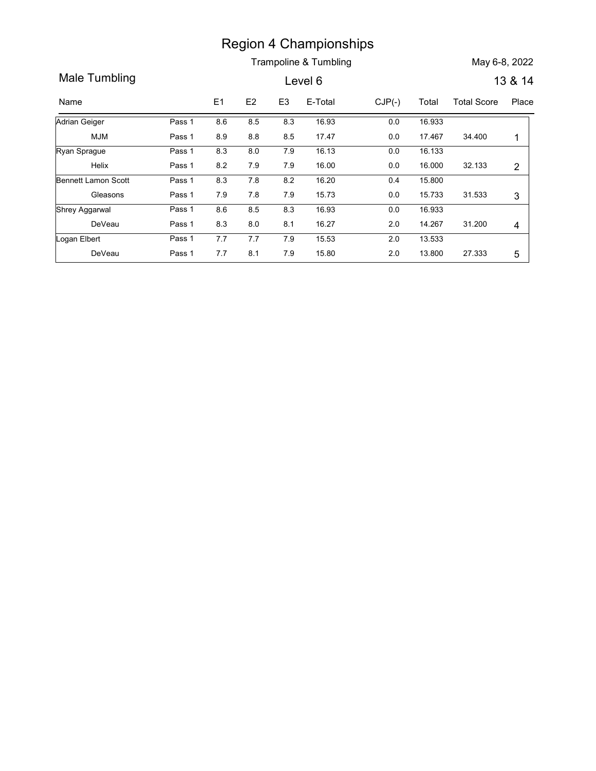# Region 4 Championships

Trampoline & Tumbling

May 6-8, 2022

## Male Tumbling

Level 6

13 & 14

| Name | | E1 | E2 | E3 | E-Total | CJP(-) | Total | Total Score | Place |
|---|---|---|---|---|---|---|---|---|---|
| Adrian Geiger | Pass 1 | 8.6 | 8.5 | 8.3 | 16.93 | 0.0 | 16.933 | | |
| MJM | Pass 1 | 8.9 | 8.8 | 8.5 | 17.47 | 0.0 | 17.467 | 34.400 | 1 |
| Ryan Sprague | Pass 1 | 8.3 | 8.0 | 7.9 | 16.13 | 0.0 | 16.133 | | |
| Helix | Pass 1 | 8.2 | 7.9 | 7.9 | 16.00 | 0.0 | 16.000 | 32.133 | 2 |
| Bennett Lamon Scott | Pass 1 | 8.3 | 7.8 | 8.2 | 16.20 | 0.4 | 15.800 | | |
| Gleasons | Pass 1 | 7.9 | 7.8 | 7.9 | 15.73 | 0.0 | 15.733 | 31.533 | 3 |
| Shrey Aggarwal | Pass 1 | 8.6 | 8.5 | 8.3 | 16.93 | 0.0 | 16.933 | | |
| DeVeau | Pass 1 | 8.3 | 8.0 | 8.1 | 16.27 | 2.0 | 14.267 | 31.200 | 4 |
| Logan Elbert | Pass 1 | 7.7 | 7.7 | 7.9 | 15.53 | 2.0 | 13.533 | | |
| DeVeau | Pass 1 | 7.7 | 8.1 | 7.9 | 15.80 | 2.0 | 13.800 | 27.333 | 5 |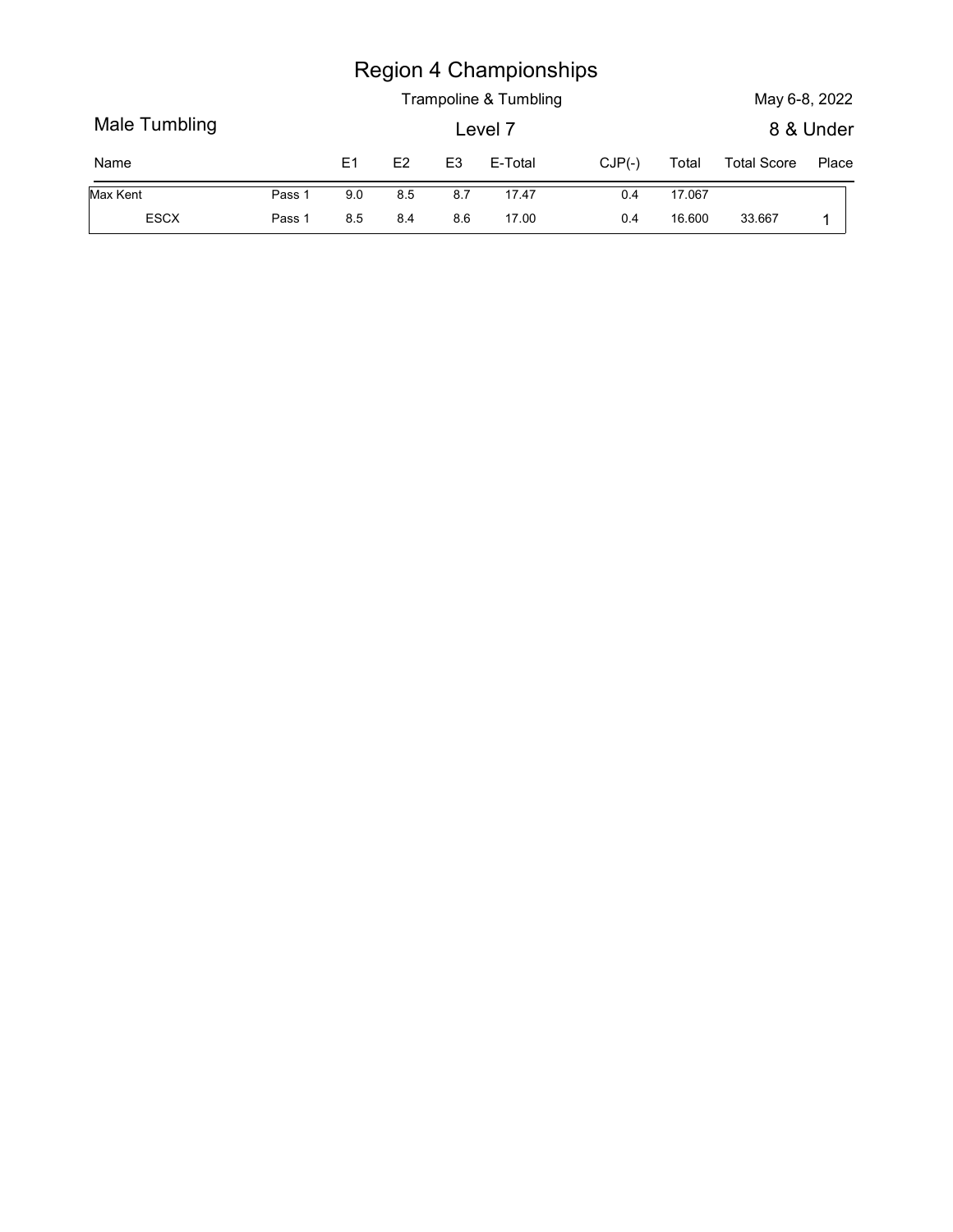# Region 4 Championships

Trampoline & Tumbling

May 6-8, 2022

## Male Tumbling

Level 7

8 & Under

| Name | | E1 | E2 | E3 | E-Total | CJP(-) | Total | Total Score | Place |
|---|---|---|---|---|---|---|---|---|---|
| Max Kent | Pass 1 | 9.0 | 8.5 | 8.7 | 17.47 | 0.4 | 17.067 | | |
| ESCX | Pass 1 | 8.5 | 8.4 | 8.6 | 17.00 | 0.4 | 16.600 | 33.667 | 1 |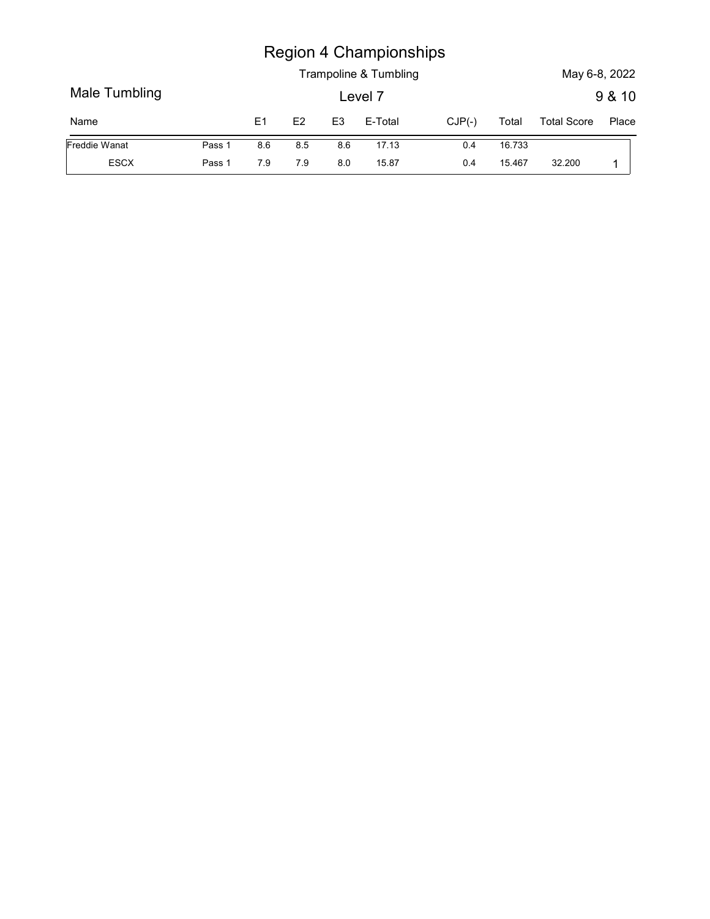# Region 4 Championships

Trampoline & Tumbling

May 6-8, 2022

## Male Tumbling

Level 7

9 & 10

| Name | | E1 | E2 | E3 | E-Total | CJP(-) | Total | Total Score | Place |
|---|---|---|---|---|---|---|---|---|---|
| Freddie Wanat | Pass 1 | 8.6 | 8.5 | 8.6 | 17.13 | 0.4 | 16.733 | | |
| ESCX | Pass 1 | 7.9 | 7.9 | 8.0 | 15.87 | 0.4 | 15.467 | 32.200 | 1 |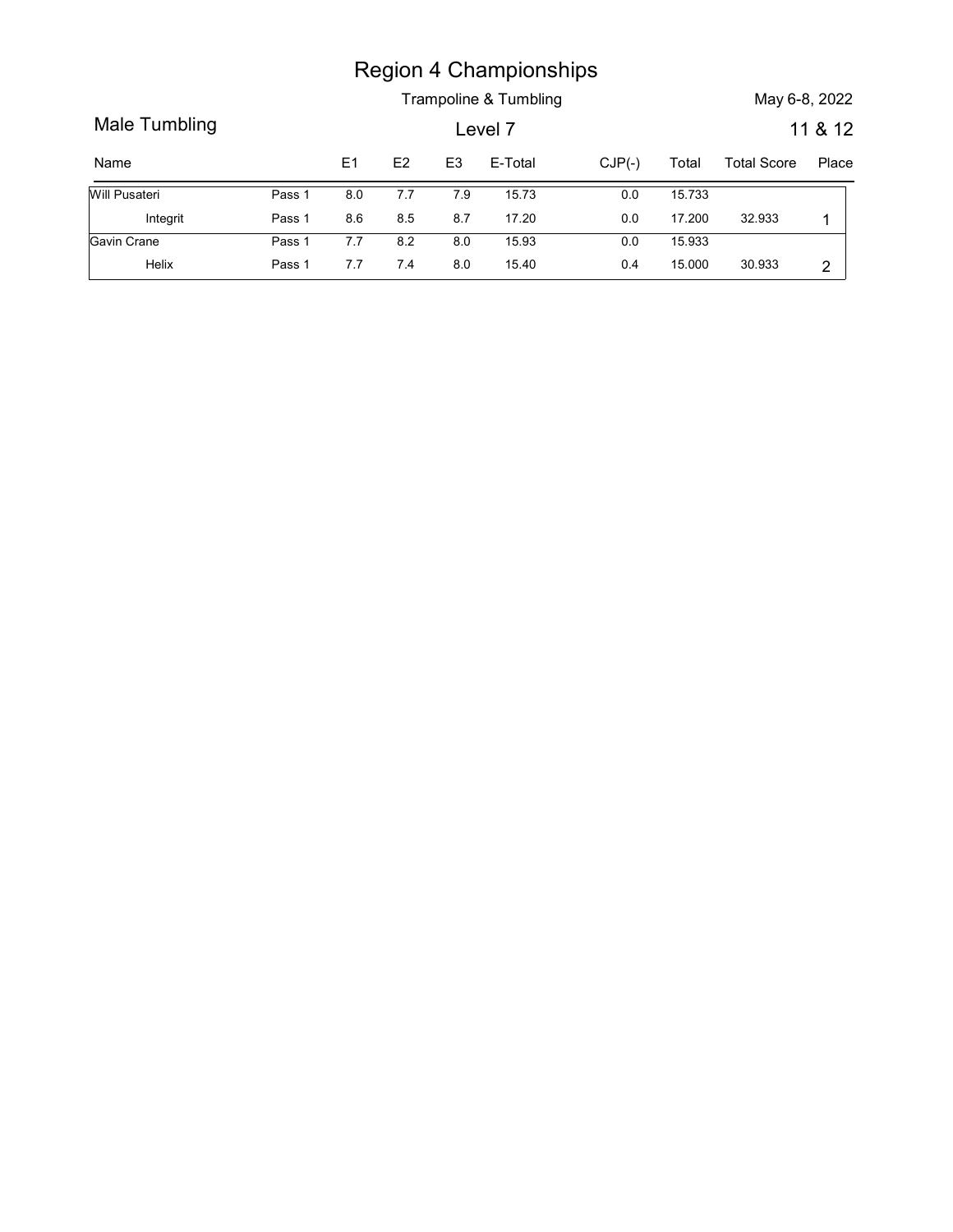# Region 4 Championships

Trampoline & Tumbling

May 6-8, 2022

## Male Tumbling

Level 7

11 & 12

| Name | | E1 | E2 | E3 | E-Total | CJP(-) | Total | Total Score | Place |
|---|---|---|---|---|---|---|---|---|---|
| Will Pusateri | Pass 1 | 8.0 | 7.7 | 7.9 | 15.73 | 0.0 | 15.733 | | |
| Integrit | Pass 1 | 8.6 | 8.5 | 8.7 | 17.20 | 0.0 | 17.200 | 32.933 | 1 |
| Gavin Crane | Pass 1 | 7.7 | 8.2 | 8.0 | 15.93 | 0.0 | 15.933 | | |
| Helix | Pass 1 | 7.7 | 7.4 | 8.0 | 15.40 | 0.4 | 15.000 | 30.933 | 2 |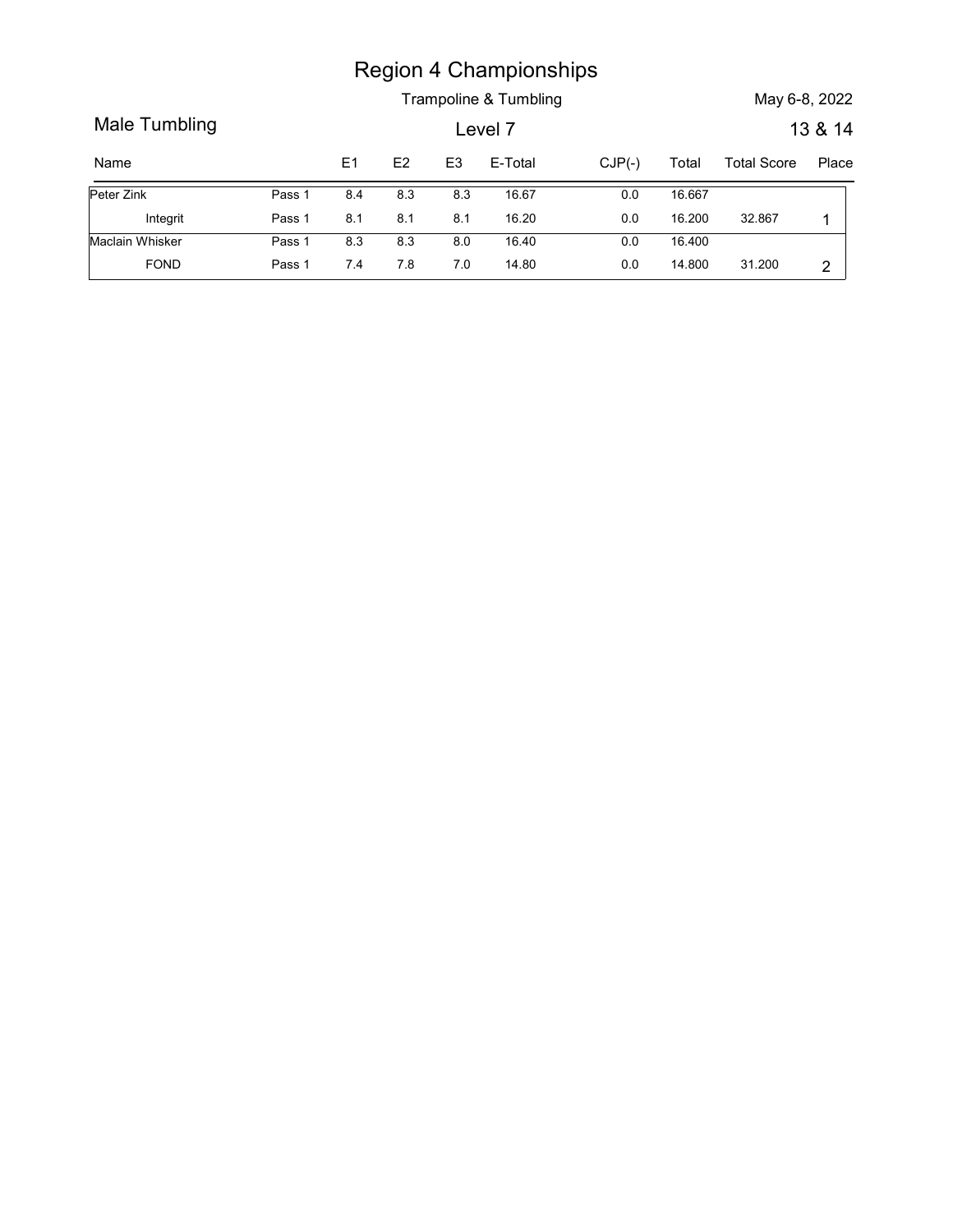# Region 4 Championships

Trampoline & Tumbling

May 6-8, 2022

## Male Tumbling

Level 7

13 & 14

| Name | | E1 | E2 | E3 | E-Total | CJP(-) | Total | Total Score | Place |
|---|---|---|---|---|---|---|---|---|---|
| Peter Zink | Pass 1 | 8.4 | 8.3 | 8.3 | 16.67 | 0.0 | 16.667 | | |
| Integrit | Pass 1 | 8.1 | 8.1 | 8.1 | 16.20 | 0.0 | 16.200 | 32.867 | 1 |
| Maclain Whisker | Pass 1 | 8.3 | 8.3 | 8.0 | 16.40 | 0.0 | 16.400 | | |
| FOND | Pass 1 | 7.4 | 7.8 | 7.0 | 14.80 | 0.0 | 14.800 | 31.200 | 2 |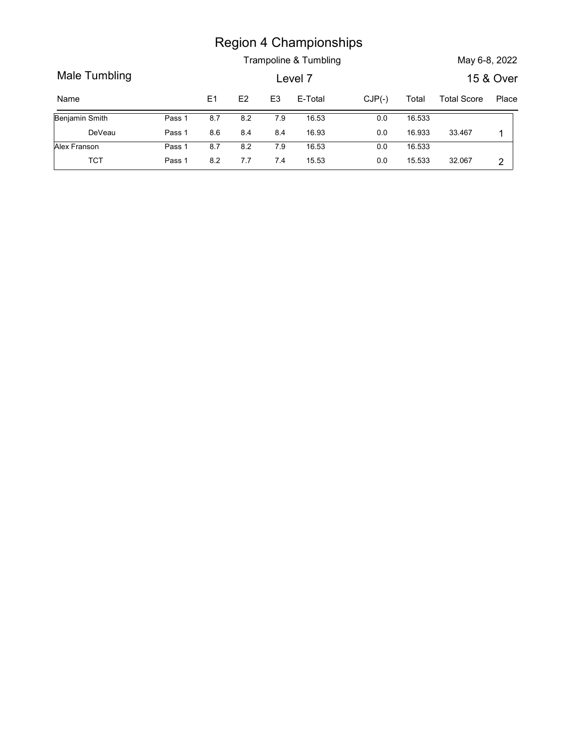# Region 4 Championships

Trampoline & Tumbling

May 6-8, 2022

## Male Tumbling

Level 7

15 & Over

| Name | | E1 | E2 | E3 | E-Total | CJP(-) | Total | Total Score | Place |
|---|---|---|---|---|---|---|---|---|---|
| Benjamin Smith | Pass 1 | 8.7 | 8.2 | 7.9 | 16.53 | 0.0 | 16.533 | | |
| DeVeau | Pass 1 | 8.6 | 8.4 | 8.4 | 16.93 | 0.0 | 16.933 | 33.467 | 1 |
| Alex Franson | Pass 1 | 8.7 | 8.2 | 7.9 | 16.53 | 0.0 | 16.533 | | |
| TCT | Pass 1 | 8.2 | 7.7 | 7.4 | 15.53 | 0.0 | 15.533 | 32.067 | 2 |